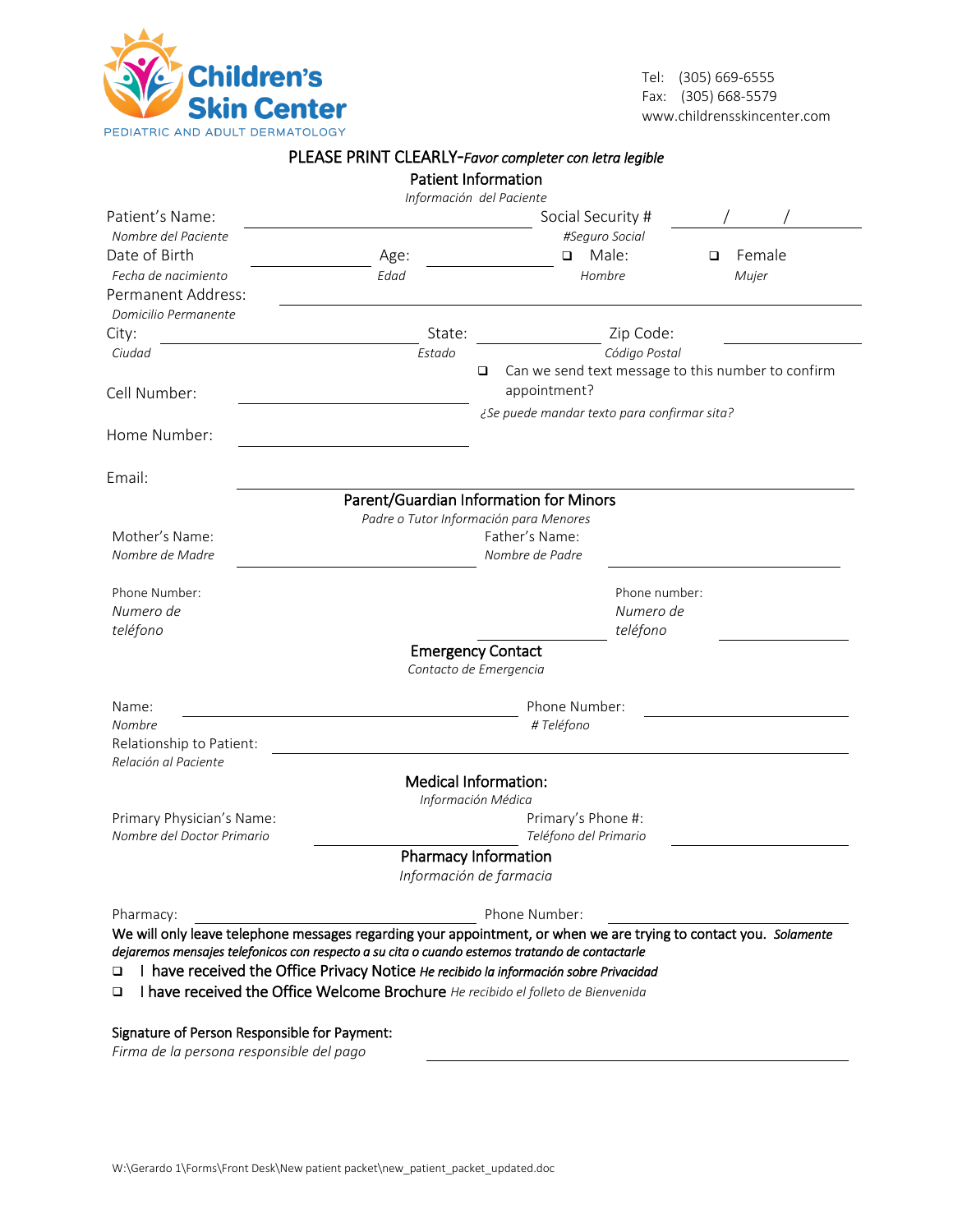**Children's Skin Center**
PEDIATRIC AND ADULT DERMATOLOGY

Tel: (305) 669-6555
Fax: (305) 668-5579
www.childrensskincenter.com

PLEASE PRINT CLEARLY-*Favor completer con letra legible*

## Patient Information
*Información del Paciente*

Patient's Name: ______________________ Social Security # _____/_____/_____
*Nombre del Paciente* *#Seguro Social*

Date of Birth ____________ Age: ____________ ❑ Male: ❑ Female
*Fecha de nacimiento* *Edad* *Hombre* *Mujer*

Permanent Address: ______________________________________
*Domicilio Permanente*

City: ____________________ State: ____________ Zip Code: ____________
*Ciudad* *Estado* *Código Postal*

Cell Number: ____________________ ❑ Can we send text message to this number to confirm appointment?
*¿Se puede mandar texto para confirmar sita?*

Home Number: ____________________

Email: ______________________________________

## Parent/Guardian Information for Minors
*Padre o Tutor Información para Menores*

Mother's Name: ____________________ Father's Name: ____________________
*Nombre de Madre* *Nombre de Padre*

Phone Number: ____________________ Phone number: ____________________
*Numero de teléfono* *Numero de teléfono*

## Emergency Contact
*Contacto de Emergencia*

Name: ____________________ Phone Number: ____________________
*Nombre* *# Teléfono*

Relationship to Patient: ______________________________________
*Relación al Paciente*

## Medical Information:
*Información Médica*

Primary Physician's Name: ____________________ Primary's Phone #: ____________________
*Nombre del Doctor Primario* *Teléfono del Primario*

## Pharmacy Information
*Información de farmacia*

Pharmacy: ____________________ Phone Number: ____________________

We will only leave telephone messages regarding your appointment, or when we are trying to contact you. *Solamente dejaremos mensajes telefonicos con respecto a su cita o cuando estemos tratando de contactarle*

❑ I have received the Office Privacy Notice *He recibido la información sobre Privacidad*

❑ I have received the Office Welcome Brochure *He recibido el folleto de Bienvenida*

**Signature of Person Responsible for Payment:** ______________________________________
*Firma de la persona responsible del pago*

W:\Gerardo 1\Forms\Front Desk\New patient packet\new_patient_packet_updated.doc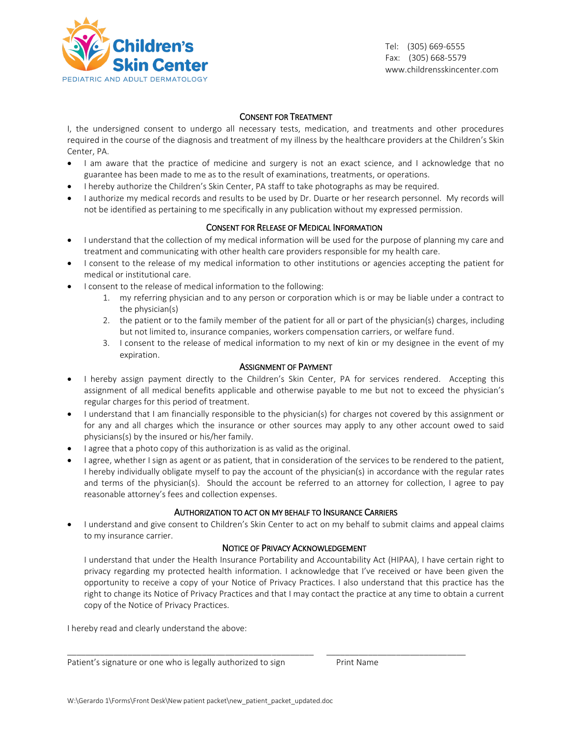**Children's Skin Center**
PEDIATRIC AND ADULT DERMATOLOGY

Tel: (305) 669-6555
Fax: (305) 668-5579
www.childrensskincenter.com

## CONSENT FOR TREATMENT

I, the undersigned consent to undergo all necessary tests, medication, and treatments and other procedures required in the course of the diagnosis and treatment of my illness by the healthcare providers at the Children's Skin Center, PA.

- I am aware that the practice of medicine and surgery is not an exact science, and I acknowledge that no guarantee has been made to me as to the result of examinations, treatments, or operations.
- I hereby authorize the Children's Skin Center, PA staff to take photographs as may be required.
- I authorize my medical records and results to be used by Dr. Duarte or her research personnel. My records will not be identified as pertaining to me specifically in any publication without my expressed permission.

## CONSENT FOR RELEASE OF MEDICAL INFORMATION

- I understand that the collection of my medical information will be used for the purpose of planning my care and treatment and communicating with other health care providers responsible for my health care.
- I consent to the release of my medical information to other institutions or agencies accepting the patient for medical or institutional care.
- I consent to the release of medical information to the following:
    1. my referring physician and to any person or corporation which is or may be liable under a contract to the physician(s)
    2. the patient or to the family member of the patient for all or part of the physician(s) charges, including but not limited to, insurance companies, workers compensation carriers, or welfare fund.
    3. I consent to the release of medical information to my next of kin or my designee in the event of my expiration.

## ASSIGNMENT OF PAYMENT

- I hereby assign payment directly to the Children's Skin Center, PA for services rendered. Accepting this assignment of all medical benefits applicable and otherwise payable to me but not to exceed the physician's regular charges for this period of treatment.
- I understand that I am financially responsible to the physician(s) for charges not covered by this assignment or for any and all charges which the insurance or other sources may apply to any other account owed to said physicians(s) by the insured or his/her family.
- I agree that a photo copy of this authorization is as valid as the original.
- I agree, whether I sign as agent or as patient, that in consideration of the services to be rendered to the patient, I hereby individually obligate myself to pay the account of the physician(s) in accordance with the regular rates and terms of the physician(s). Should the account be referred to an attorney for collection, I agree to pay reasonable attorney's fees and collection expenses.

## AUTHORIZATION TO ACT ON MY BEHALF TO INSURANCE CARRIERS

- I understand and give consent to Children's Skin Center to act on my behalf to submit claims and appeal claims to my insurance carrier.

## NOTICE OF PRIVACY ACKNOWLEDGEMENT

I understand that under the Health Insurance Portability and Accountability Act (HIPAA), I have certain right to privacy regarding my protected health information. I acknowledge that I've received or have been given the opportunity to receive a copy of your Notice of Privacy Practices. I also understand that this practice has the right to change its Notice of Privacy Practices and that I may contact the practice at any time to obtain a current copy of the Notice of Privacy Practices.

I hereby read and clearly understand the above:

\_\_\_\_\_\_\_\_\_\_\_\_\_\_\_\_\_\_\_\_\_\_\_\_\_\_\_\_\_\_\_\_\_\_\_\_\_\_\_\_\_\_\_\_ \_\_\_\_\_\_\_\_\_\_\_\_\_\_\_\_\_\_\_\_\_\_\_\_\_\_\_\_\_\_
Patient's signature or one who is legally authorized to sign Print Name

W:\Gerardo 1\Forms\Front Desk\New patient packet\new_patient_packet_updated.doc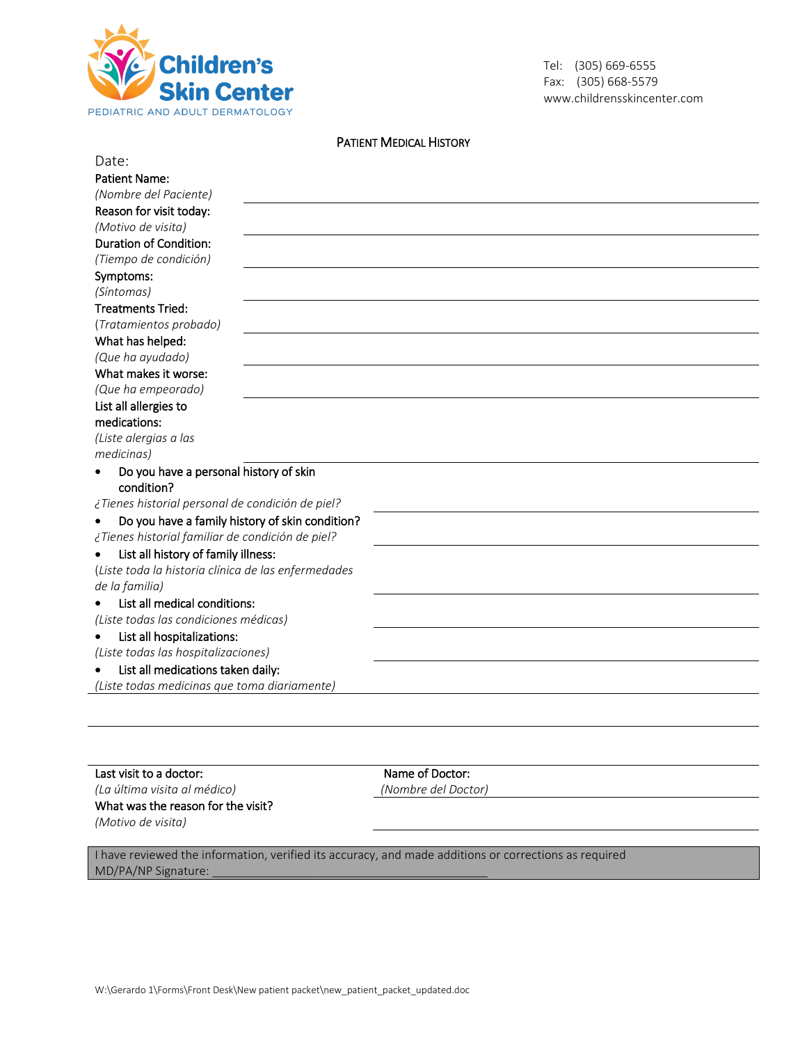Children's Skin Center
PEDIATRIC AND ADULT DERMATOLOGY

Tel: (305) 669-6555
Fax: (305) 668-5579
www.childrensskincenter.com

# PATIENT MEDICAL HISTORY

Date:

**Patient Name:**
*(Nombre del Paciente)* ______________________________

**Reason for visit today:**
*(Motivo de visita)* ______________________________

**Duration of Condition:**
*(Tiempo de condición)* ______________________________

**Symptoms:**
*(Síntomas)* ______________________________

**Treatments Tried:**
*(Tratamientos probado)* ______________________________

**What has helped:**
*(Que ha ayudado)* ______________________________

**What makes it worse:**
*(Que ha empeorado)* ______________________________

**List all allergies to medications:**
*(Liste alergias a las medicinas)* ______________________________

- **Do you have a personal history of skin condition?**
  *¿Tienes historial personal de condición de piel?* ______________________________
- **Do you have a family history of skin condition?**
  *¿Tienes historial familiar de condición de piel?* ______________________________
- **List all history of family illness:**
  *(Liste toda la historia clínica de las enfermedades de la familia)* ______________________________
- **List all medical conditions:**
  *(Liste todas las condiciones médicas)* ______________________________
- **List all hospitalizations:**
  *(Liste todas las hospitalizaciones)* ______________________________
- **List all medications taken daily:**
  *(Liste todas medicinas que toma diariamente)* ______________________________

______________________________

______________________________

**Last visit to a doctor:**
*(La última visita al médico)* ______________________________

**Name of Doctor:**
*(Nombre del Doctor)* ______________________________

**What was the reason for the visit?**
*(Motivo de visita)* ______________________________

I have reviewed the information, verified its accuracy, and made additions or corrections as required
MD/PA/NP Signature: ____________________________________________

W:\Gerardo 1\Forms\Front Desk\New patient packet\new_patient_packet_updated.doc